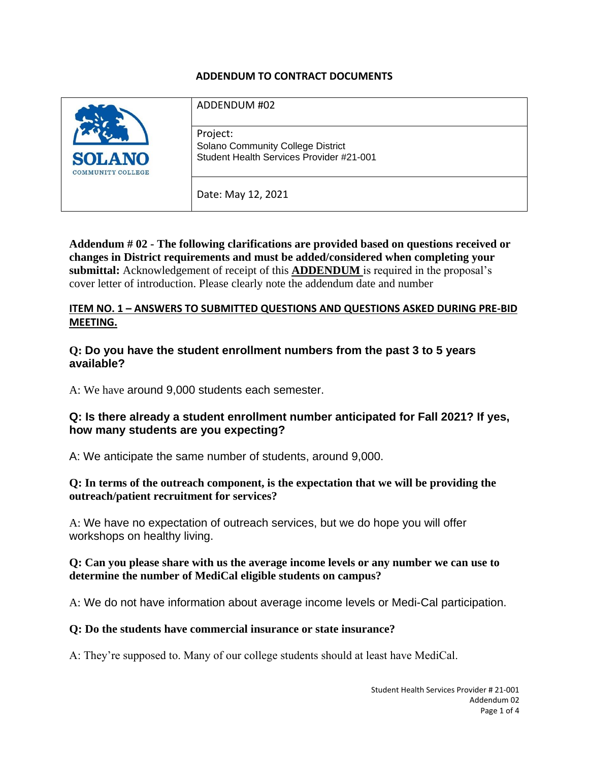# ADDENDUM TO CONTRACT DOCUMENTS

| SOLANO COMMUNITY COLLEGE | ADDENDUM #02 |
|---|---|
| | Project:<br>Solano Community College District<br>Student Health Services Provider #21-001 |
| | Date: May 12, 2021 |

**Addendum # 02 - The following clarifications are provided based on questions received or changes in District requirements and must be added/considered when completing your submittal:** Acknowledgement of receipt of this **ADDENDUM** is required in the proposal's cover letter of introduction. Please clearly note the addendum date and number

## ITEM NO. 1 – ANSWERS TO SUBMITTED QUESTIONS AND QUESTIONS ASKED DURING PRE-BID MEETING.

### Q: Do you have the student enrollment numbers from the past 3 to 5 years available?

A: We have around 9,000 students each semester.

### Q: Is there already a student enrollment number anticipated for Fall 2021? If yes, how many students are you expecting?

A: We anticipate the same number of students, around 9,000.

**Q: In terms of the outreach component, is the expectation that we will be providing the outreach/patient recruitment for services?**

A: We have no expectation of outreach services, but we do hope you will offer workshops on healthy living.

**Q: Can you please share with us the average income levels or any number we can use to determine the number of MediCal eligible students on campus?**

A: We do not have information about average income levels or Medi-Cal participation.

**Q: Do the students have commercial insurance or state insurance?**

A: They're supposed to. Many of our college students should at least have MediCal.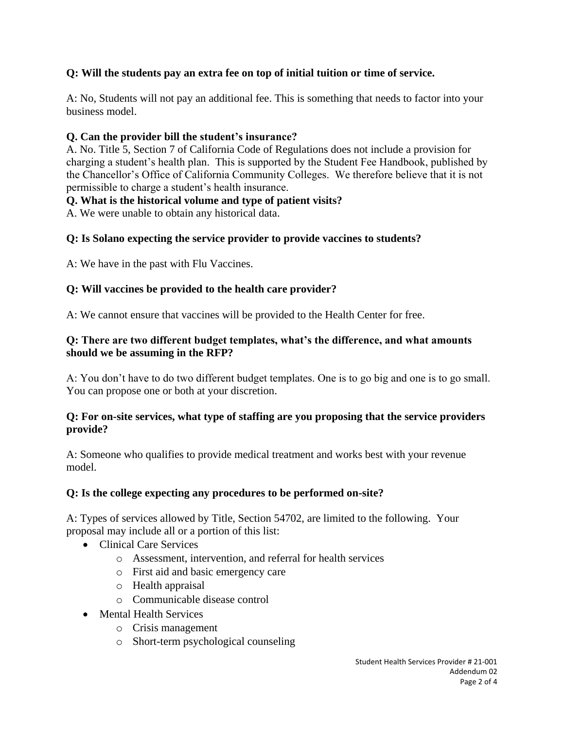**Q: Will the students pay an extra fee on top of initial tuition or time of service.**

A: No, Students will not pay an additional fee. This is something that needs to factor into your business model.

**Q. Can the provider bill the student's insurance?**

A. No. Title 5, Section 7 of California Code of Regulations does not include a provision for charging a student's health plan. This is supported by the Student Fee Handbook, published by the Chancellor's Office of California Community Colleges. We therefore believe that it is not permissible to charge a student's health insurance.

**Q. What is the historical volume and type of patient visits?**

A. We were unable to obtain any historical data.

**Q: Is Solano expecting the service provider to provide vaccines to students?**

A: We have in the past with Flu Vaccines.

**Q: Will vaccines be provided to the health care provider?**

A: We cannot ensure that vaccines will be provided to the Health Center for free.

**Q: There are two different budget templates, what's the difference, and what amounts should we be assuming in the RFP?**

A: You don't have to do two different budget templates. One is to go big and one is to go small. You can propose one or both at your discretion.

**Q: For on-site services, what type of staffing are you proposing that the service providers provide?**

A: Someone who qualifies to provide medical treatment and works best with your revenue model.

**Q: Is the college expecting any procedures to be performed on-site?**

A: Types of services allowed by Title, Section 54702, are limited to the following. Your proposal may include all or a portion of this list:

- Clinical Care Services
  - Assessment, intervention, and referral for health services
  - First aid and basic emergency care
  - Health appraisal
  - Communicable disease control
- Mental Health Services
  - Crisis management
  - Short-term psychological counseling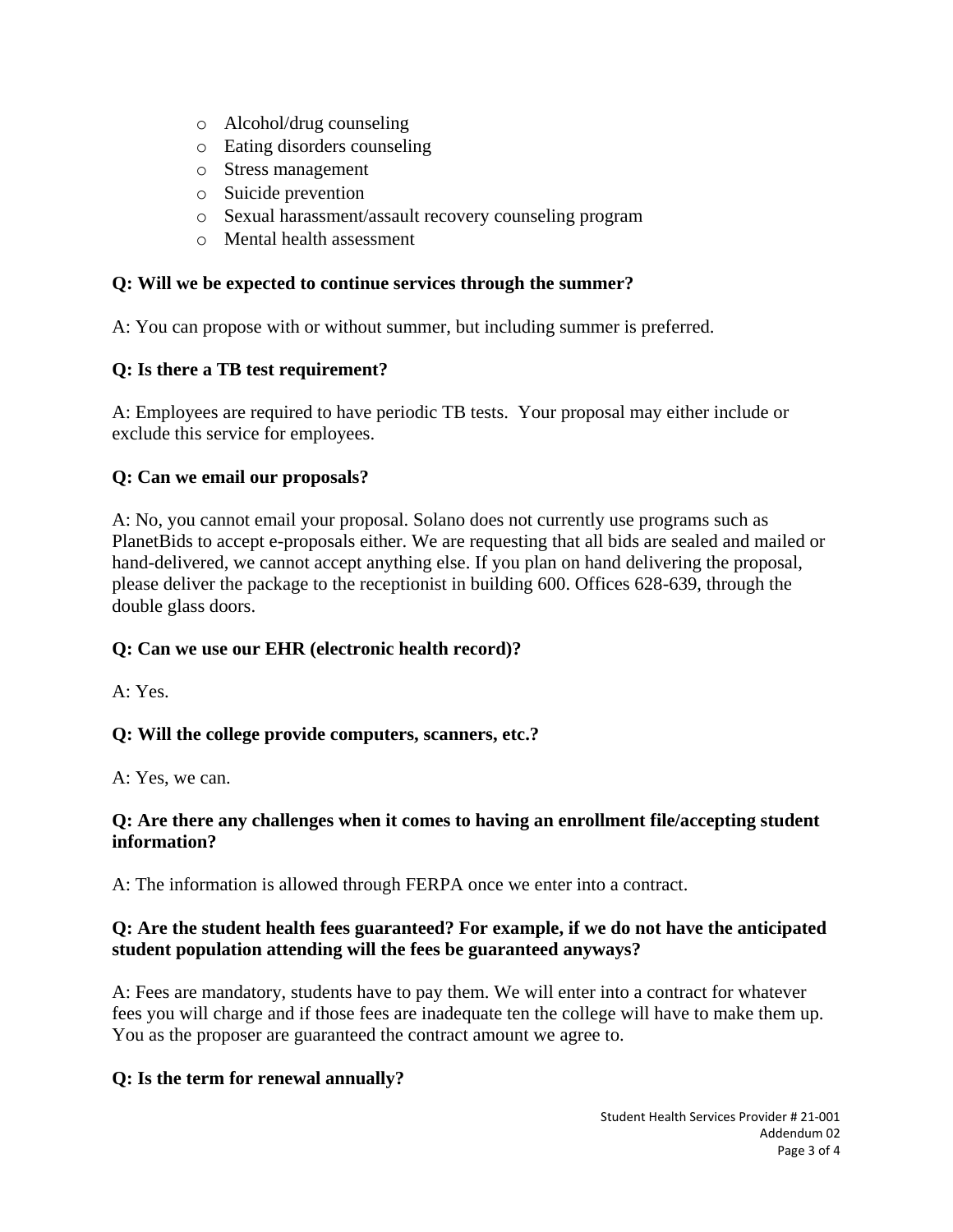- Alcohol/drug counseling
- Eating disorders counseling
- Stress management
- Suicide prevention
- Sexual harassment/assault recovery counseling program
- Mental health assessment

**Q: Will we be expected to continue services through the summer?**

A: You can propose with or without summer, but including summer is preferred.

**Q: Is there a TB test requirement?**

A: Employees are required to have periodic TB tests. Your proposal may either include or exclude this service for employees.

**Q: Can we email our proposals?**

A: No, you cannot email your proposal. Solano does not currently use programs such as PlanetBids to accept e-proposals either. We are requesting that all bids are sealed and mailed or hand-delivered, we cannot accept anything else. If you plan on hand delivering the proposal, please deliver the package to the receptionist in building 600. Offices 628-639, through the double glass doors.

**Q: Can we use our EHR (electronic health record)?**

A: Yes.

**Q: Will the college provide computers, scanners, etc.?**

A: Yes, we can.

**Q: Are there any challenges when it comes to having an enrollment file/accepting student information?**

A: The information is allowed through FERPA once we enter into a contract.

**Q: Are the student health fees guaranteed? For example, if we do not have the anticipated student population attending will the fees be guaranteed anyways?**

A: Fees are mandatory, students have to pay them. We will enter into a contract for whatever fees you will charge and if those fees are inadequate ten the college will have to make them up. You as the proposer are guaranteed the contract amount we agree to.

**Q: Is the term for renewal annually?**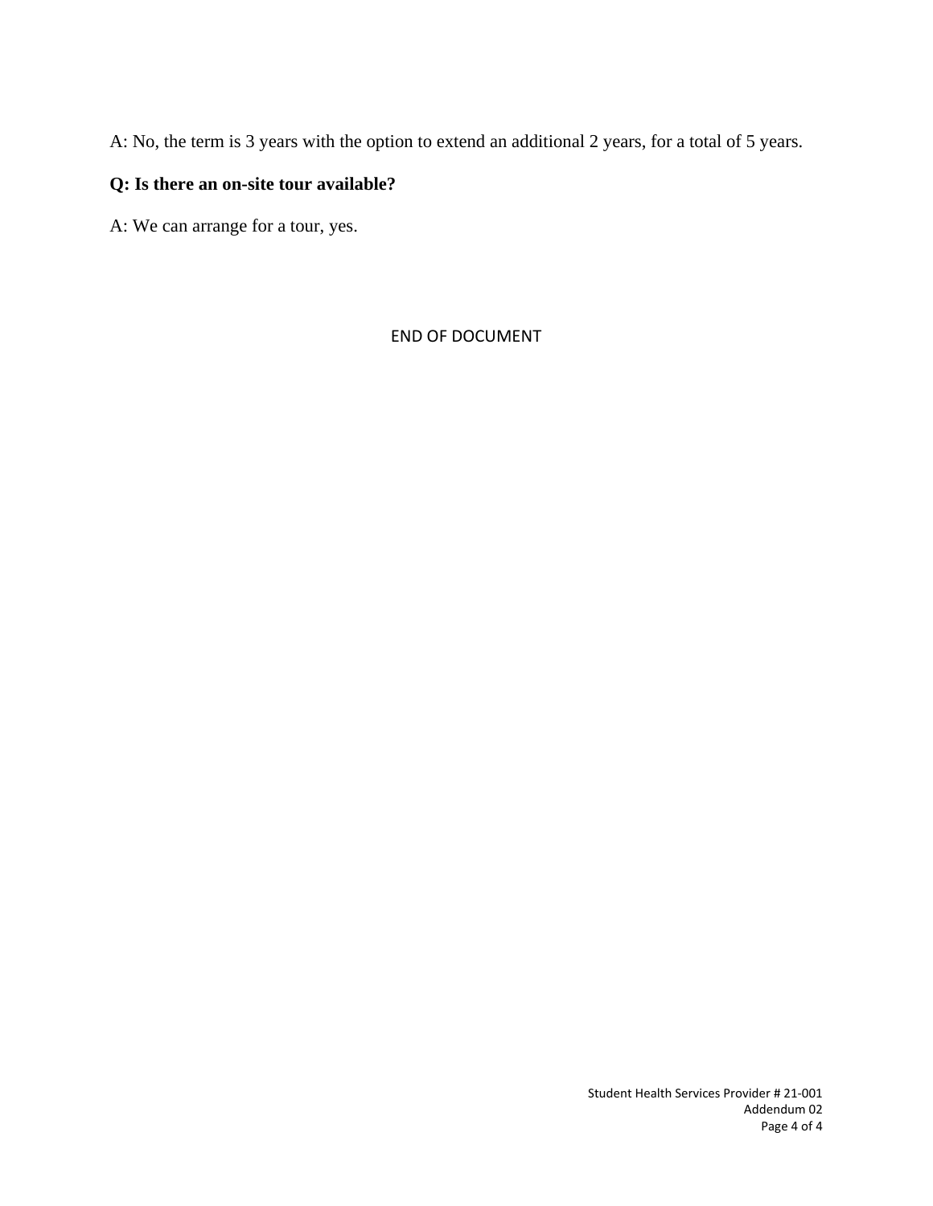A: No, the term is 3 years with the option to extend an additional 2 years, for a total of 5 years.

**Q: Is there an on-site tour available?**

A: We can arrange for a tour, yes.

END OF DOCUMENT